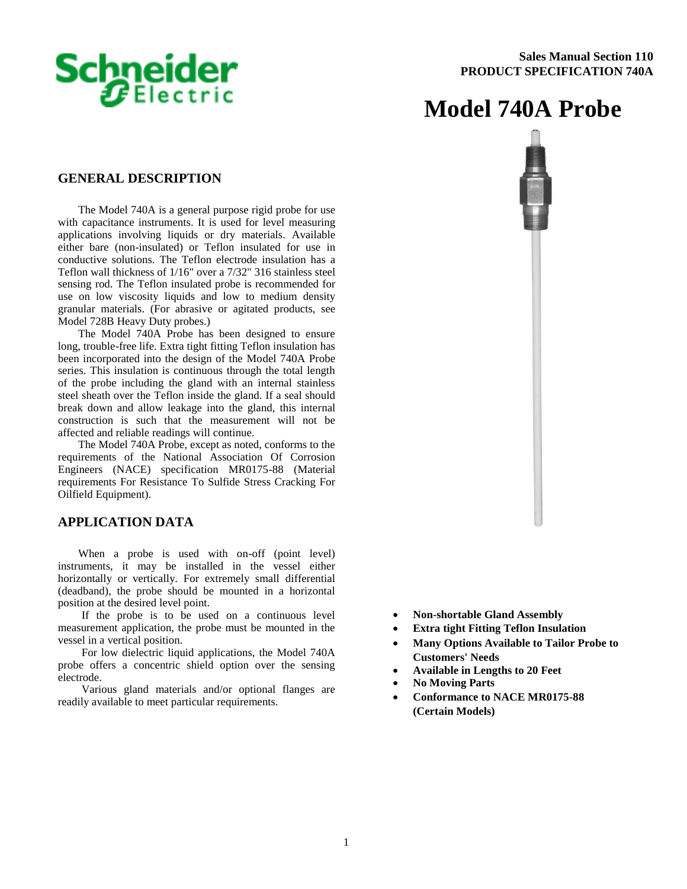Sales Manual Section 110
PRODUCT SPECIFICATION 740A

# Model 740A Probe

## GENERAL DESCRIPTION

The Model 740A is a general purpose rigid probe for use with capacitance instruments. It is used for level measuring applications involving liquids or dry materials. Available either bare (non-insulated) or Teflon insulated for use in conductive solutions. The Teflon electrode insulation has a Teflon wall thickness of 1/16" over a 7/32" 316 stainless steel sensing rod. The Teflon insulated probe is recommended for use on low viscosity liquids and low to medium density granular materials. (For abrasive or agitated products, see Model 728B Heavy Duty probes.)

The Model 740A Probe has been designed to ensure long, trouble-free life. Extra tight fitting Teflon insulation has been incorporated into the design of the Model 740A Probe series. This insulation is continuous through the total length of the probe including the gland with an internal stainless steel sheath over the Teflon inside the gland. If a seal should break down and allow leakage into the gland, this internal construction is such that the measurement will not be affected and reliable readings will continue.

The Model 740A Probe, except as noted, conforms to the requirements of the National Association Of Corrosion Engineers (NACE) specification MR0175-88 (Material requirements For Resistance To Sulfide Stress Cracking For Oilfield Equipment).

## APPLICATION DATA

When a probe is used with on-off (point level) instruments, it may be installed in the vessel either horizontally or vertically. For extremely small differential (deadband), the probe should be mounted in a horizontal position at the desired level point.

If the probe is to be used on a continuous level measurement application, the probe must be mounted in the vessel in a vertical position.

For low dielectric liquid applications, the Model 740A probe offers a concentric shield option over the sensing electrode.

Various gland materials and/or optional flanges are readily available to meet particular requirements.

- **Non-shortable Gland Assembly**
- **Extra tight Fitting Teflon Insulation**
- **Many Options Available to Tailor Probe to Customers' Needs**
- **Available in Lengths to 20 Feet**
- **No Moving Parts**
- **Conformance to NACE MR0175-88 (Certain Models)**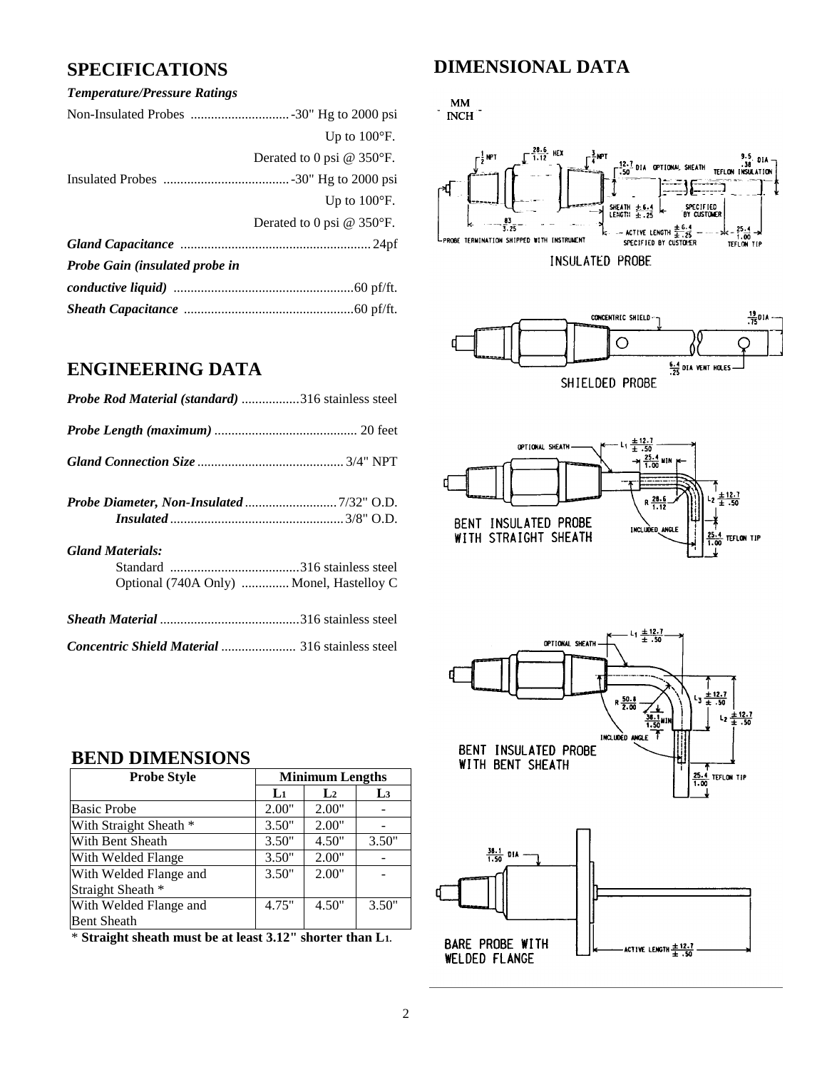## SPECIFICATIONS

***Temperature/Pressure Ratings***

Non-Insulated Probes ............................. -30" Hg to 2000 psi
Up to 100°F.
Derated to 0 psi @ 350°F.

Insulated Probes ..................................... -30" Hg to 2000 psi
Up to 100°F.
Derated to 0 psi @ 350°F.

***Gland Capacitance*** ....................................................... 24pf

***Probe Gain (insulated probe in conductive liquid)*** .................................................... 60 pf/ft.

***Sheath Capacitance*** ................................................. 60 pf/ft.

## ENGINEERING DATA

***Probe Rod Material (standard)*** ................. 316 stainless steel

***Probe Length (maximum)*** .......................................... 20 feet

***Gland Connection Size*** ........................................... 3/4" NPT

***Probe Diameter, Non-Insulated*** ........................... 7/32" O.D.
***Insulated*** .................................................. 3/8" O.D.

***Gland Materials:***
Standard ...................................... 316 stainless steel
Optional (740A Only) .............. Monel, Hastelloy C

***Sheath Material*** ......................................... 316 stainless steel

***Concentric Shield Material*** ...................... 316 stainless steel

## BEND DIMENSIONS

| Probe Style | Minimum Lengths | | |
|---|---|---|---|
| | $L_1$ | $L_2$ | $L_3$ |
| Basic Probe | 2.00" | 2.00" | - |
| With Straight Sheath * | 3.50" | 2.00" | - |
| With Bent Sheath | 3.50" | 4.50" | 3.50" |
| With Welded Flange | 3.50" | 2.00" | - |
| With Welded Flange and Straight Sheath * | 3.50" | 2.00" | - |
| With Welded Flange and Bent Sheath | 4.75" | 4.50" | 3.50" |

\* **Straight sheath must be at least 3.12" shorter than $L_1$.**

## DIMENSIONAL DATA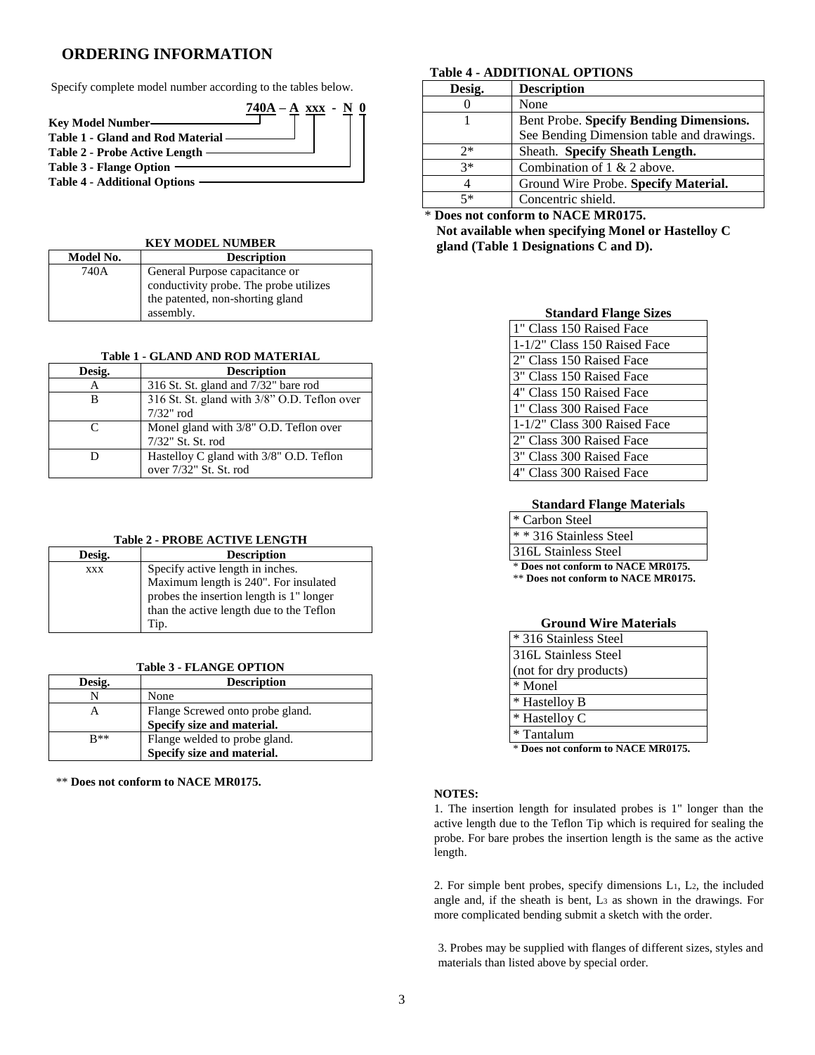## ORDERING INFORMATION

Specify complete model number according to the tables below.

**740A – A xxx - N 0**

- **Key Model Number** → 740A
- **Table 1 - Gland and Rod Material** → A
- **Table 2 - Probe Active Length** → xxx
- **Table 3 - Flange Option** → N
- **Table 4 - Additional Options** → 0

**KEY MODEL NUMBER**

| Model No. | Description |
|---|---|
| 740A | General Purpose capacitance or conductivity probe. The probe utilizes the patented, non-shorting gland assembly. |

**Table 1 - GLAND AND ROD MATERIAL**

| Desig. | Description |
|---|---|
| A | 316 St. St. gland and 7/32" bare rod |
| B | 316 St. St. gland with 3/8" O.D. Teflon over 7/32" rod |
| C | Monel gland with 3/8" O.D. Teflon over 7/32" St. St. rod |
| D | Hastelloy C gland with 3/8" O.D. Teflon over 7/32" St. St. rod |

**Table 2 - PROBE ACTIVE LENGTH**

| Desig. | Description |
|---|---|
| xxx | Specify active length in inches. Maximum length is 240". For insulated probes the insertion length is 1" longer than the active length due to the Teflon Tip. |

**Table 3 - FLANGE OPTION**

| Desig. | Description |
|---|---|
| N | None |
| A | Flange Screwed onto probe gland. **Specify size and material.** |
| B** | Flange welded to probe gland. **Specify size and material.** |

** **Does not conform to NACE MR0175.**

**Table 4 - ADDITIONAL OPTIONS**

| Desig. | Description |
|---|---|
| 0 | None |
| 1 | Bent Probe. **Specify Bending Dimensions.** See Bending Dimension table and drawings. |
| 2* | Sheath. **Specify Sheath Length.** |
| 3* | Combination of 1 & 2 above. |
| 4 | Ground Wire Probe. **Specify Material.** |
| 5* | Concentric shield. |

\* **Does not conform to NACE MR0175.**
**Not available when specifying Monel or Hastelloy C gland (Table 1 Designations C and D).**

**Standard Flange Sizes**

| |
|---|
| 1" Class 150 Raised Face |
| 1-1/2" Class 150 Raised Face |
| 2" Class 150 Raised Face |
| 3" Class 150 Raised Face |
| 4" Class 150 Raised Face |
| 1" Class 300 Raised Face |
| 1-1/2" Class 300 Raised Face |
| 2" Class 300 Raised Face |
| 3" Class 300 Raised Face |
| 4" Class 300 Raised Face |

**Standard Flange Materials**

| |
|---|
| * Carbon Steel |
| * * 316 Stainless Steel |
| 316L Stainless Steel |

\* **Does not conform to NACE MR0175.**
** **Does not conform to NACE MR0175.**

**Ground Wire Materials**

| |
|---|
| * 316 Stainless Steel |
| 316L Stainless Steel (not for dry products) |
| * Monel |
| * Hastelloy B |
| * Hastelloy C |
| * Tantalum |

\* **Does not conform to NACE MR0175.**

**NOTES:**

1. The insertion length for insulated probes is 1" longer than the active length due to the Teflon Tip which is required for sealing the probe. For bare probes the insertion length is the same as the active length.

2. For simple bent probes, specify dimensions $L_1$, $L_2$, the included angle and, if the sheath is bent, $L_3$ as shown in the drawings. For more complicated bending submit a sketch with the order.

3. Probes may be supplied with flanges of different sizes, styles and materials than listed above by special order.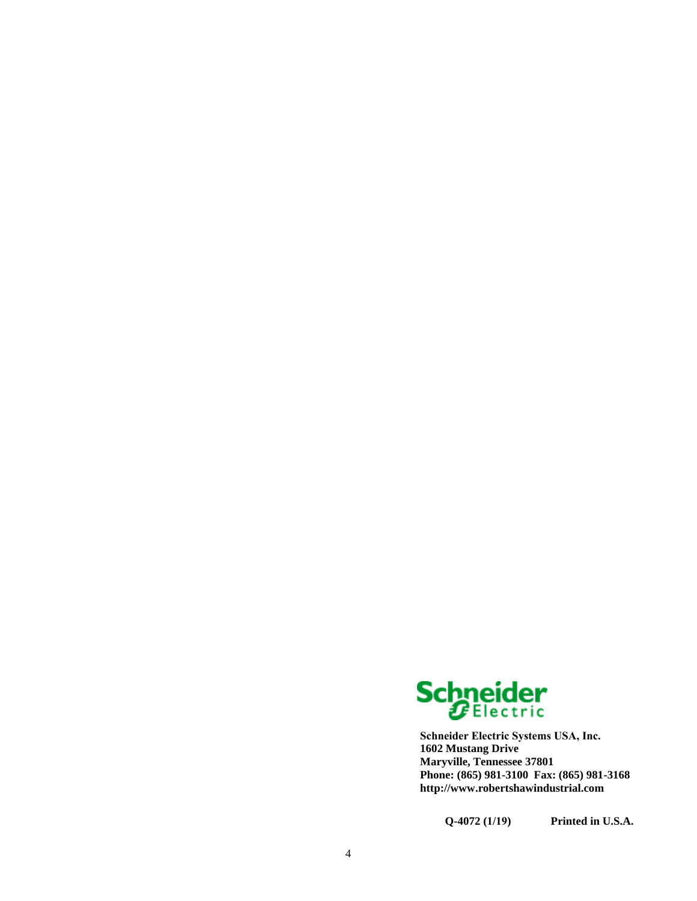Schneider Electric

**Schneider Electric Systems USA, Inc.**
**1602 Mustang Drive**
**Maryville, Tennessee 37801**
**Phone: (865) 981-3100  Fax: (865) 981-3168**
**http://www.robertshawindustrial.com**

**Q-4072 (1/19)** **Printed in U.S.A.**